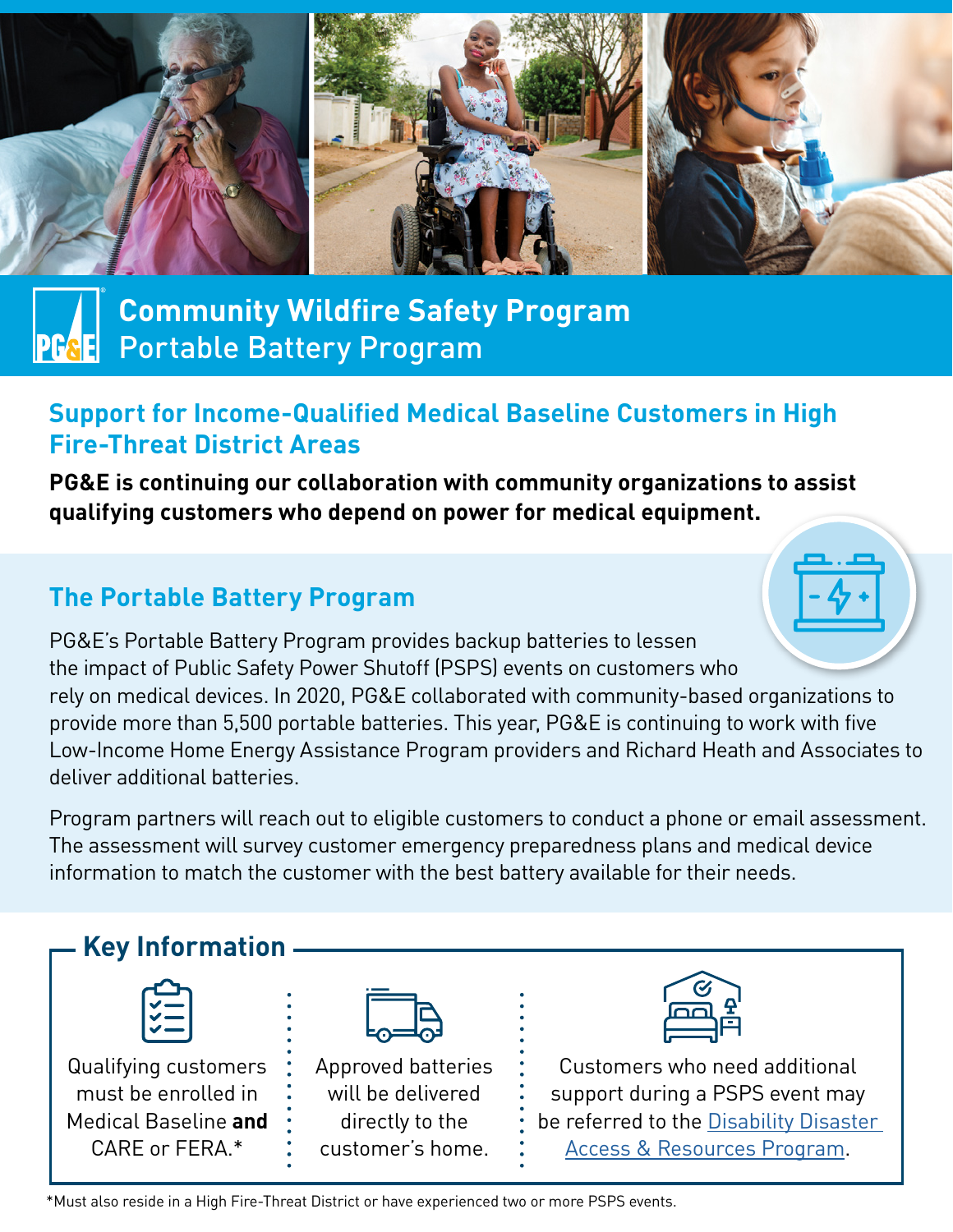# Community Wildfire Safety Program
## Portable Battery Program

### Support for Income-Qualified Medical Baseline Customers in High Fire-Threat District Areas

**PG&E is continuing our collaboration with community organizations to assist qualifying customers who depend on power for medical equipment.**

### The Portable Battery Program

PG&E's Portable Battery Program provides backup batteries to lessen the impact of Public Safety Power Shutoff (PSPS) events on customers who rely on medical devices. In 2020, PG&E collaborated with community-based organizations to provide more than 5,500 portable batteries. This year, PG&E is continuing to work with five Low-Income Home Energy Assistance Program providers and Richard Heath and Associates to deliver additional batteries.

Program partners will reach out to eligible customers to conduct a phone or email assessment. The assessment will survey customer emergency preparedness plans and medical device information to match the customer with the best battery available for their needs.

### Key Information

- Qualifying customers must be enrolled in Medical Baseline **and** CARE or FERA.*
- Approved batteries will be delivered directly to the customer's home.
- Customers who need additional support during a PSPS event may be referred to the Disability Disaster Access & Resources Program.

*Must also reside in a High Fire-Threat District or have experienced two or more PSPS events.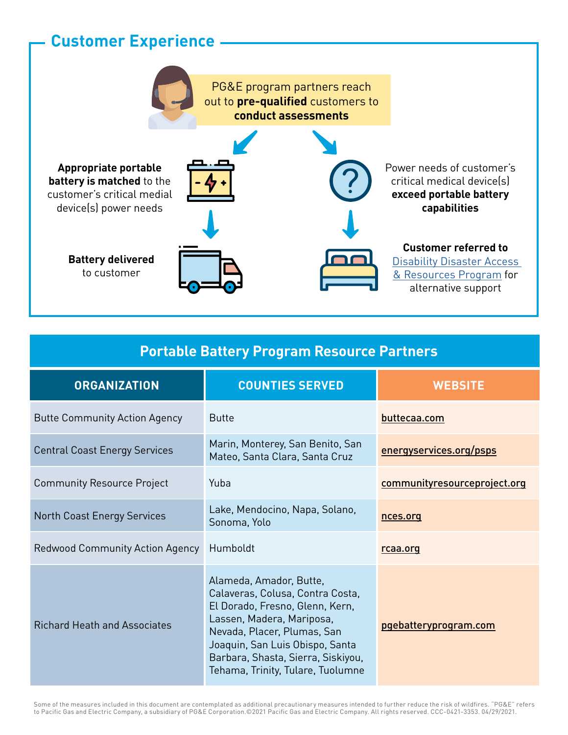## Customer Experience

PG&E program partners reach out to **pre-qualified** customers to **conduct assessments**

**Appropriate portable battery is matched** to the customer's critical medial device(s) power needs

**Battery delivered** to customer

Power needs of customer's critical medical device(s) **exceed portable battery capabilities**

**Customer referred to** Disability Disaster Access & Resources Program for alternative support

## Portable Battery Program Resource Partners

| ORGANIZATION | COUNTIES SERVED | WEBSITE |
|---|---|---|
| Butte Community Action Agency | Butte | buttecaa.com |
| Central Coast Energy Services | Marin, Monterey, San Benito, San Mateo, Santa Clara, Santa Cruz | energyservices.org/psps |
| Community Resource Project | Yuba | communityresourceproject.org |
| North Coast Energy Services | Lake, Mendocino, Napa, Solano, Sonoma, Yolo | nces.org |
| Redwood Community Action Agency | Humboldt | rcaa.org |
| Richard Heath and Associates | Alameda, Amador, Butte, Calaveras, Colusa, Contra Costa, El Dorado, Fresno, Glenn, Kern, Lassen, Madera, Mariposa, Nevada, Placer, Plumas, San Joaquin, San Luis Obispo, Santa Barbara, Shasta, Sierra, Siskiyou, Tehama, Trinity, Tulare, Tuolumne | pgebatteryprogram.com |

Some of the measures included in this document are contemplated as additional precautionary measures intended to further reduce the risk of wildfires. "PG&E" refers to Pacific Gas and Electric Company, a subsidiary of PG&E Corporation.©2021 Pacific Gas and Electric Company. All rights reserved. CCC-0421-3353. 04/29/2021.